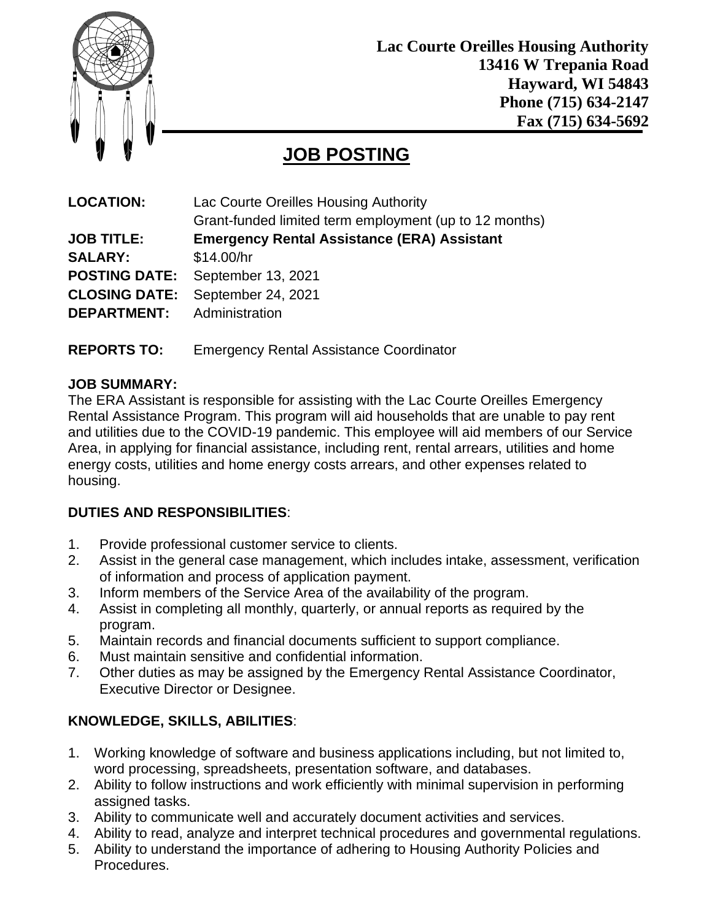**Lac Courte Oreilles Housing Authority**
**13416 W Trepania Road**
**Hayward, WI 54843**
**Phone (715) 634-2147**
**Fax (715) 634-5692**

# JOB POSTING

**LOCATION:** Lac Courte Oreilles Housing Authority
Grant-funded limited term employment (up to 12 months)

**JOB TITLE:** **Emergency Rental Assistance (ERA) Assistant**

**SALARY:** $14.00/hr

**POSTING DATE:** September 13, 2021

**CLOSING DATE:** September 24, 2021

**DEPARTMENT:** Administration

**REPORTS TO:** Emergency Rental Assistance Coordinator

**JOB SUMMARY:**

The ERA Assistant is responsible for assisting with the Lac Courte Oreilles Emergency Rental Assistance Program. This program will aid households that are unable to pay rent and utilities due to the COVID-19 pandemic. This employee will aid members of our Service Area, in applying for financial assistance, including rent, rental arrears, utilities and home energy costs, utilities and home energy costs arrears, and other expenses related to housing.

**DUTIES AND RESPONSIBILITIES**:

1. Provide professional customer service to clients.
2. Assist in the general case management, which includes intake, assessment, verification of information and process of application payment.
3. Inform members of the Service Area of the availability of the program.
4. Assist in completing all monthly, quarterly, or annual reports as required by the program.
5. Maintain records and financial documents sufficient to support compliance.
6. Must maintain sensitive and confidential information.
7. Other duties as may be assigned by the Emergency Rental Assistance Coordinator, Executive Director or Designee.

**KNOWLEDGE, SKILLS, ABILITIES**:

1. Working knowledge of software and business applications including, but not limited to, word processing, spreadsheets, presentation software, and databases.
2. Ability to follow instructions and work efficiently with minimal supervision in performing assigned tasks.
3. Ability to communicate well and accurately document activities and services.
4. Ability to read, analyze and interpret technical procedures and governmental regulations.
5. Ability to understand the importance of adhering to Housing Authority Policies and Procedures.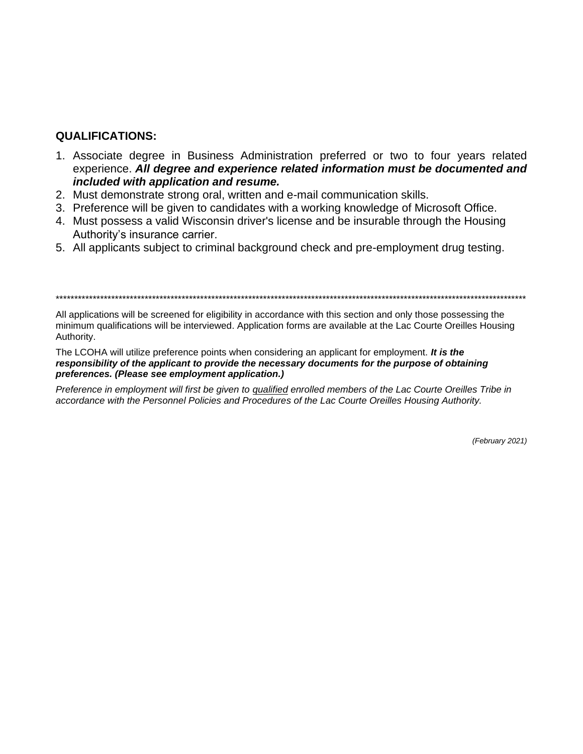## QUALIFICATIONS:

1. Associate degree in Business Administration preferred or two to four years related experience. ***All degree and experience related information must be documented and included with application and resume.***
2. Must demonstrate strong oral, written and e-mail communication skills.
3. Preference will be given to candidates with a working knowledge of Microsoft Office.
4. Must possess a valid Wisconsin driver's license and be insurable through the Housing Authority's insurance carrier.
5. All applicants subject to criminal background check and pre-employment drug testing.

******************************************************************************************************************************

All applications will be screened for eligibility in accordance with this section and only those possessing the minimum qualifications will be interviewed. Application forms are available at the Lac Courte Oreilles Housing Authority.

The LCOHA will utilize preference points when considering an applicant for employment. ***It is the responsibility of the applicant to provide the necessary documents for the purpose of obtaining preferences. (Please see employment application.)***

*Preference in employment will first be given to <u>qualified</u> enrolled members of the Lac Courte Oreilles Tribe in accordance with the Personnel Policies and Procedures of the Lac Courte Oreilles Housing Authority.*

*(February 2021)*